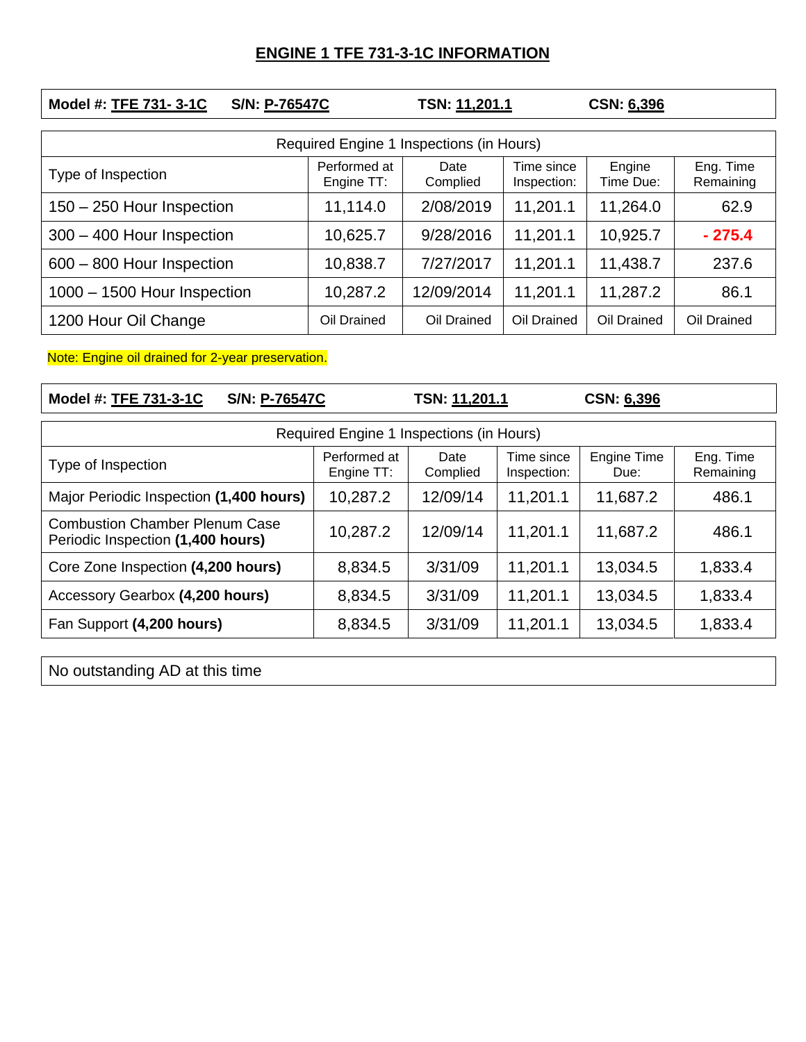# ENGINE 1 TFE 731-3-1C INFORMATION

**Model #: TFE 731- 3-1C** **S/N: P-76547C** **TSN: 11,201.1** **CSN: 6,396**

| Required Engine 1 Inspections (in Hours) | | | | | |
|---|---|---|---|---|---|
| Type of Inspection | Performed at Engine TT: | Date Complied | Time since Inspection: | Engine Time Due: | Eng. Time Remaining |
| 150 – 250 Hour Inspection | 11,114.0 | 2/08/2019 | 11,201.1 | 11,264.0 | 62.9 |
| 300 – 400 Hour Inspection | 10,625.7 | 9/28/2016 | 11,201.1 | 10,925.7 | **- 275.4** |
| 600 – 800 Hour Inspection | 10,838.7 | 7/27/2017 | 11,201.1 | 11,438.7 | 237.6 |
| 1000 – 1500 Hour Inspection | 10,287.2 | 12/09/2014 | 11,201.1 | 11,287.2 | 86.1 |
| 1200 Hour Oil Change | Oil Drained | Oil Drained | Oil Drained | Oil Drained | Oil Drained |

Note: Engine oil drained for 2-year preservation.

**Model #: TFE 731-3-1C** **S/N: P-76547C** **TSN: 11,201.1** **CSN: 6,396**

| Required Engine 1 Inspections (in Hours) | | | | | |
|---|---|---|---|---|---|
| Type of Inspection | Performed at Engine TT: | Date Complied | Time since Inspection: | Engine Time Due: | Eng. Time Remaining |
| Major Periodic Inspection **(1,400 hours)** | 10,287.2 | 12/09/14 | 11,201.1 | 11,687.2 | 486.1 |
| Combustion Chamber Plenum Case Periodic Inspection **(1,400 hours)** | 10,287.2 | 12/09/14 | 11,201.1 | 11,687.2 | 486.1 |
| Core Zone Inspection **(4,200 hours)** | 8,834.5 | 3/31/09 | 11,201.1 | 13,034.5 | 1,833.4 |
| Accessory Gearbox **(4,200 hours)** | 8,834.5 | 3/31/09 | 11,201.1 | 13,034.5 | 1,833.4 |
| Fan Support **(4,200 hours)** | 8,834.5 | 3/31/09 | 11,201.1 | 13,034.5 | 1,833.4 |

No outstanding AD at this time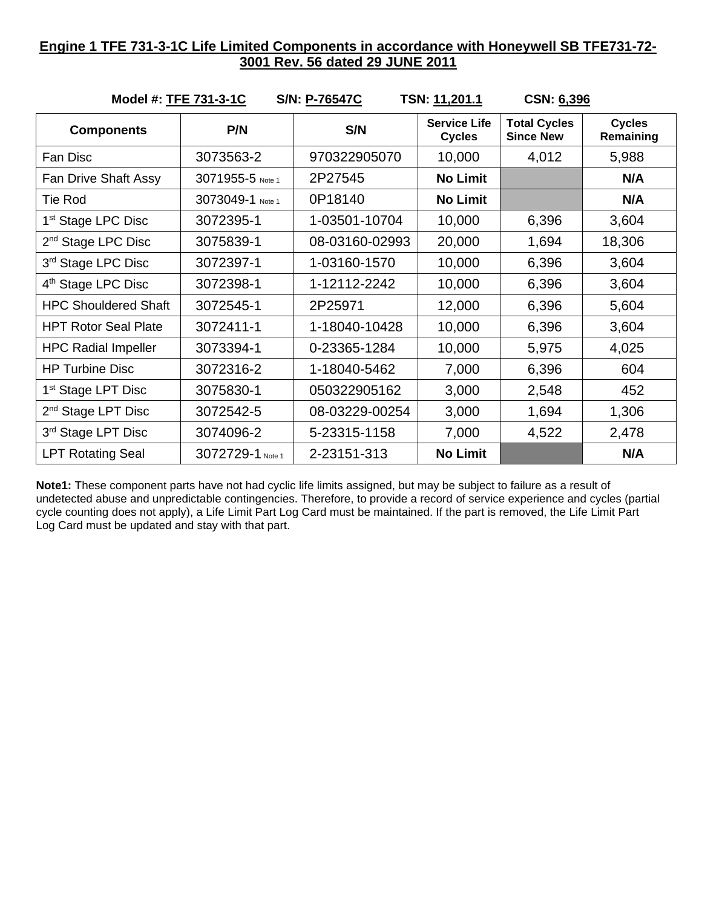**Engine 1 TFE 731-3-1C Life Limited Components in accordance with Honeywell SB TFE731-72-3001 Rev. 56 dated 29 JUNE 2011**

**Model #: TFE 731-3-1C    S/N: P-76547C    TSN: 11,201.1    CSN: 6,396**

| Components | P/N | S/N | Service Life Cycles | Total Cycles Since New | Cycles Remaining |
|---|---|---|---|---|---|
| Fan Disc | 3073563-2 | 970322905070 | 10,000 | 4,012 | 5,988 |
| Fan Drive Shaft Assy | 3071955-5 Note 1 | 2P27545 | **No Limit** | | **N/A** |
| Tie Rod | 3073049-1 Note 1 | 0P18140 | **No Limit** | | **N/A** |
| 1st Stage LPC Disc | 3072395-1 | 1-03501-10704 | 10,000 | 6,396 | 3,604 |
| 2nd Stage LPC Disc | 3075839-1 | 08-03160-02993 | 20,000 | 1,694 | 18,306 |
| 3rd Stage LPC Disc | 3072397-1 | 1-03160-1570 | 10,000 | 6,396 | 3,604 |
| 4th Stage LPC Disc | 3072398-1 | 1-12112-2242 | 10,000 | 6,396 | 3,604 |
| HPC Shouldered Shaft | 3072545-1 | 2P25971 | 12,000 | 6,396 | 5,604 |
| HPT Rotor Seal Plate | 3072411-1 | 1-18040-10428 | 10,000 | 6,396 | 3,604 |
| HPC Radial Impeller | 3073394-1 | 0-23365-1284 | 10,000 | 5,975 | 4,025 |
| HP Turbine Disc | 3072316-2 | 1-18040-5462 | 7,000 | 6,396 | 604 |
| 1st Stage LPT Disc | 3075830-1 | 050322905162 | 3,000 | 2,548 | 452 |
| 2nd Stage LPT Disc | 3072542-5 | 08-03229-00254 | 3,000 | 1,694 | 1,306 |
| 3rd Stage LPT Disc | 3074096-2 | 5-23315-1158 | 7,000 | 4,522 | 2,478 |
| LPT Rotating Seal | 3072729-1 Note 1 | 2-23151-313 | **No Limit** | | **N/A** |

**Note1:** These component parts have not had cyclic life limits assigned, but may be subject to failure as a result of undetected abuse and unpredictable contingencies. Therefore, to provide a record of service experience and cycles (partial cycle counting does not apply), a Life Limit Part Log Card must be maintained. If the part is removed, the Life Limit Part Log Card must be updated and stay with that part.